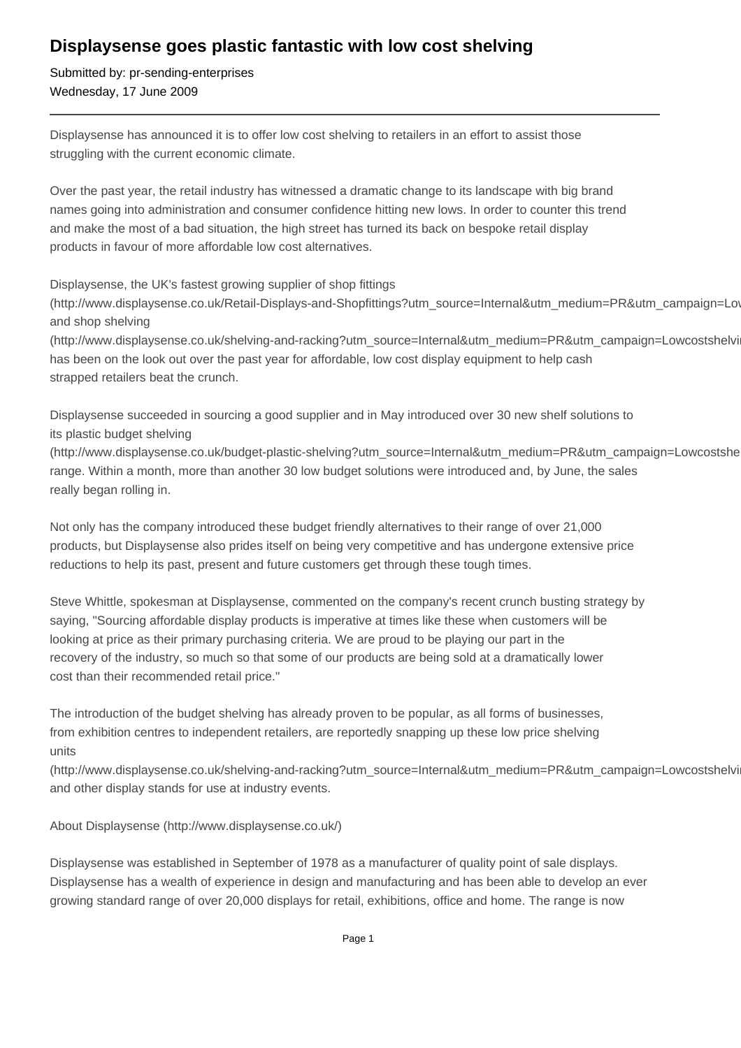# Displaysense goes plastic fantastic with low cost shelving

Submitted by: pr-sending-enterprises
Wednesday, 17 June 2009

---

Displaysense has announced it is to offer low cost shelving to retailers in an effort to assist those struggling with the current economic climate.

Over the past year, the retail industry has witnessed a dramatic change to its landscape with big brand names going into administration and consumer confidence hitting new lows. In order to counter this trend and make the most of a bad situation, the high street has turned its back on bespoke retail display products in favour of more affordable low cost alternatives.

Displaysense, the UK's fastest growing supplier of shop fittings (http://www.displaysense.co.uk/Retail-Displays-and-Shopfittings?utm_source=Internal&utm_medium=PR&utm_campaign=Lo and shop shelving (http://www.displaysense.co.uk/shelving-and-racking?utm_source=Internal&utm_medium=PR&utm_campaign=Lowcostshelvi has been on the look out over the past year for affordable, low cost display equipment to help cash strapped retailers beat the crunch.

Displaysense succeeded in sourcing a good supplier and in May introduced over 30 new shelf solutions to its plastic budget shelving (http://www.displaysense.co.uk/budget-plastic-shelving?utm_source=Internal&utm_medium=PR&utm_campaign=Lowcostshe range. Within a month, more than another 30 low budget solutions were introduced and, by June, the sales really began rolling in.

Not only has the company introduced these budget friendly alternatives to their range of over 21,000 products, but Displaysense also prides itself on being very competitive and has undergone extensive price reductions to help its past, present and future customers get through these tough times.

Steve Whittle, spokesman at Displaysense, commented on the company's recent crunch busting strategy by saying, "Sourcing affordable display products is imperative at times like these when customers will be looking at price as their primary purchasing criteria. We are proud to be playing our part in the recovery of the industry, so much so that some of our products are being sold at a dramatically lower cost than their recommended retail price."

The introduction of the budget shelving has already proven to be popular, as all forms of businesses, from exhibition centres to independent retailers, are reportedly snapping up these low price shelving units (http://www.displaysense.co.uk/shelving-and-racking?utm_source=Internal&utm_medium=PR&utm_campaign=Lowcostshelvi and other display stands for use at industry events.

About Displaysense (http://www.displaysense.co.uk/)

Displaysense was established in September of 1978 as a manufacturer of quality point of sale displays. Displaysense has a wealth of experience in design and manufacturing and has been able to develop an ever growing standard range of over 20,000 displays for retail, exhibitions, office and home. The range is now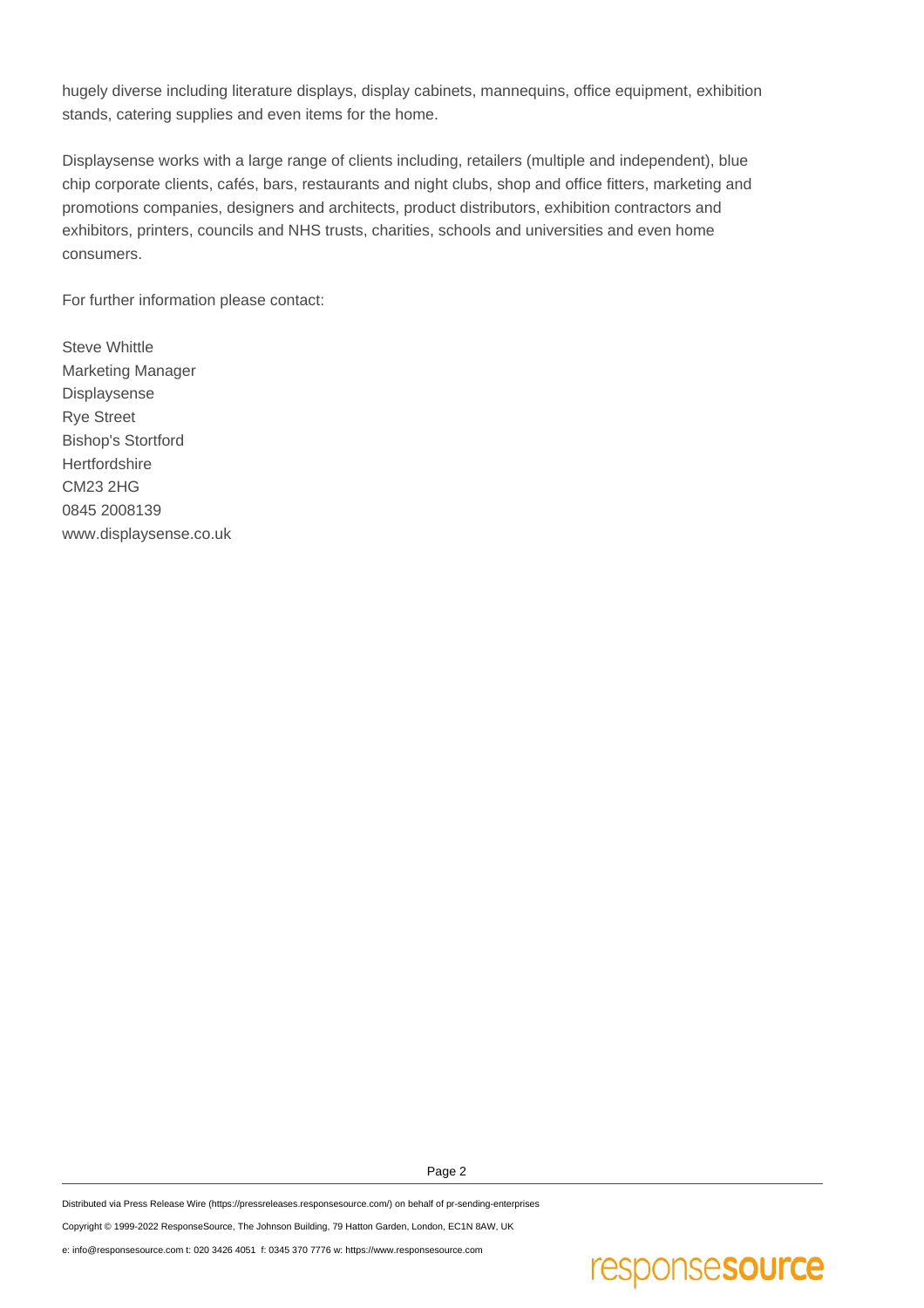hugely diverse including literature displays, display cabinets, mannequins, office equipment, exhibition stands, catering supplies and even items for the home.

Displaysense works with a large range of clients including, retailers (multiple and independent), blue chip corporate clients, cafés, bars, restaurants and night clubs, shop and office fitters, marketing and promotions companies, designers and architects, product distributors, exhibition contractors and exhibitors, printers, councils and NHS trusts, charities, schools and universities and even home consumers.

For further information please contact:

Steve Whittle
Marketing Manager
Displaysense
Rye Street
Bishop's Stortford
Hertfordshire
CM23 2HG
0845 2008139
www.displaysense.co.uk